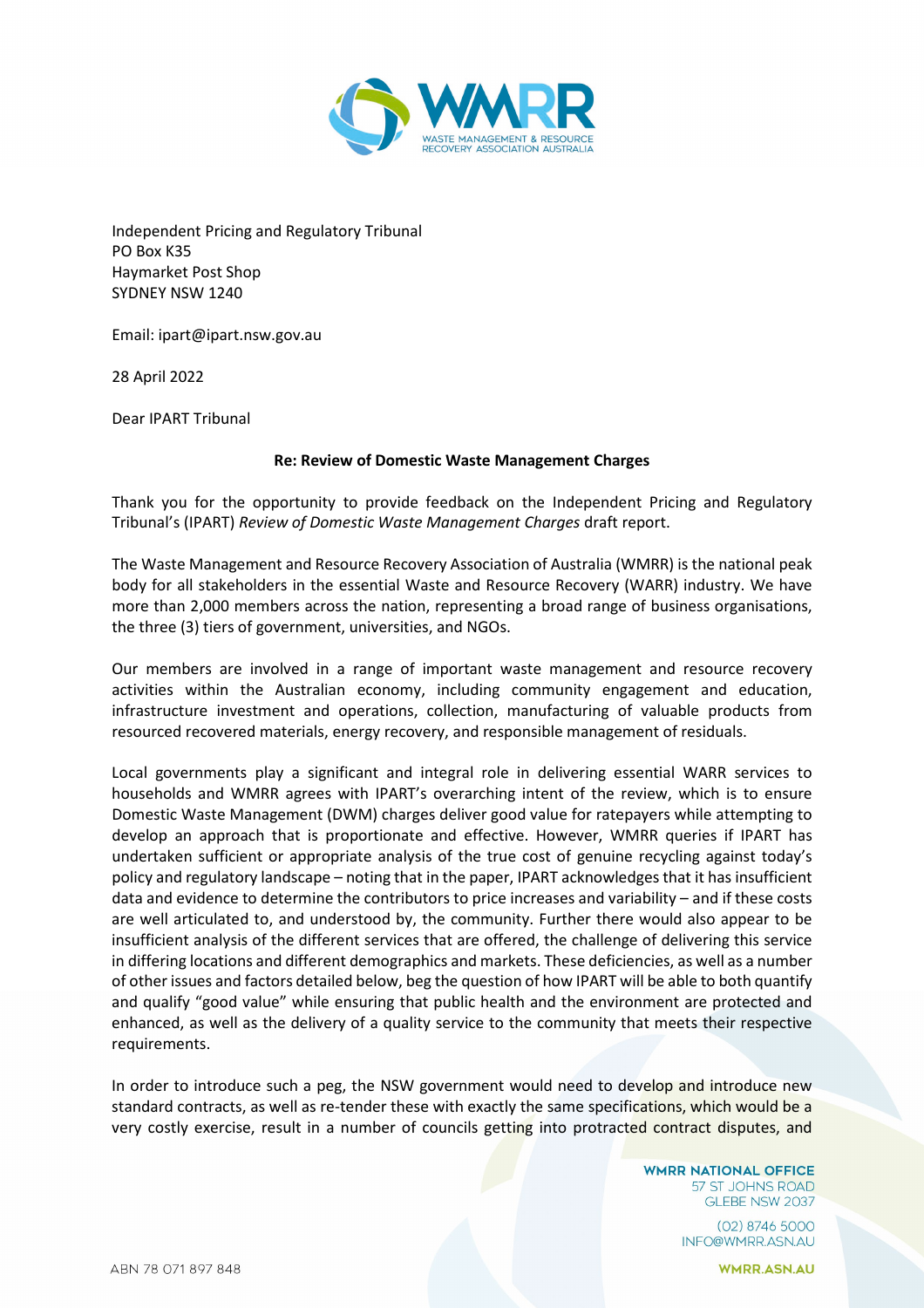Independent Pricing and Regulatory Tribunal
PO Box K35
Haymarket Post Shop
SYDNEY NSW 1240

Email: ipart@ipart.nsw.gov.au

28 April 2022

Dear IPART Tribunal

**Re: Review of Domestic Waste Management Charges**

Thank you for the opportunity to provide feedback on the Independent Pricing and Regulatory Tribunal's (IPART) *Review of Domestic Waste Management Charges* draft report.

The Waste Management and Resource Recovery Association of Australia (WMRR) is the national peak body for all stakeholders in the essential Waste and Resource Recovery (WARR) industry. We have more than 2,000 members across the nation, representing a broad range of business organisations, the three (3) tiers of government, universities, and NGOs.

Our members are involved in a range of important waste management and resource recovery activities within the Australian economy, including community engagement and education, infrastructure investment and operations, collection, manufacturing of valuable products from resourced recovered materials, energy recovery, and responsible management of residuals.

Local governments play a significant and integral role in delivering essential WARR services to households and WMRR agrees with IPART's overarching intent of the review, which is to ensure Domestic Waste Management (DWM) charges deliver good value for ratepayers while attempting to develop an approach that is proportionate and effective. However, WMRR queries if IPART has undertaken sufficient or appropriate analysis of the true cost of genuine recycling against today's policy and regulatory landscape – noting that in the paper, IPART acknowledges that it has insufficient data and evidence to determine the contributors to price increases and variability – and if these costs are well articulated to, and understood by, the community. Further there would also appear to be insufficient analysis of the different services that are offered, the challenge of delivering this service in differing locations and different demographics and markets. These deficiencies, as well as a number of other issues and factors detailed below, beg the question of how IPART will be able to both quantify and qualify "good value" while ensuring that public health and the environment are protected and enhanced, as well as the delivery of a quality service to the community that meets their respective requirements.

In order to introduce such a peg, the NSW government would need to develop and introduce new standard contracts, as well as re-tender these with exactly the same specifications, which would be a very costly exercise, result in a number of councils getting into protracted contract disputes, and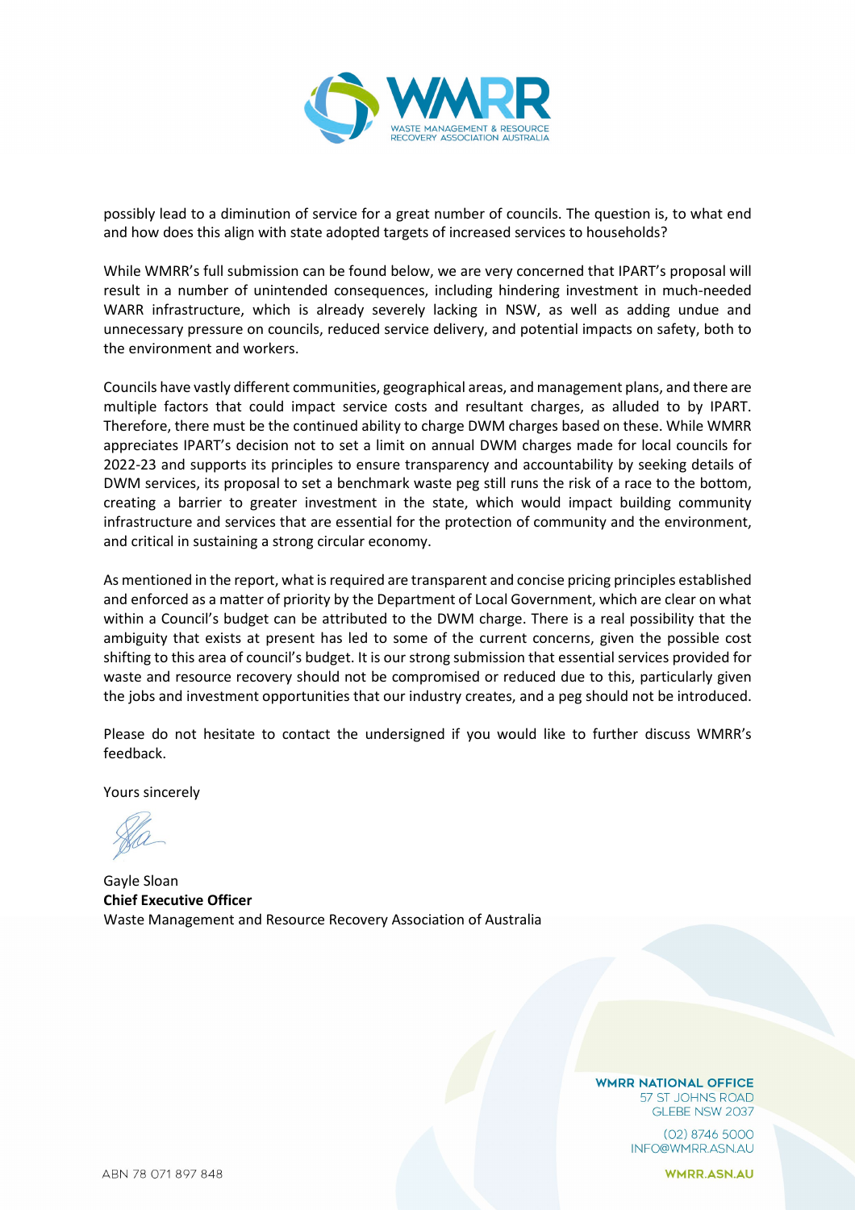possibly lead to a diminution of service for a great number of councils. The question is, to what end and how does this align with state adopted targets of increased services to households?

While WMRR's full submission can be found below, we are very concerned that IPART's proposal will result in a number of unintended consequences, including hindering investment in much-needed WARR infrastructure, which is already severely lacking in NSW, as well as adding undue and unnecessary pressure on councils, reduced service delivery, and potential impacts on safety, both to the environment and workers.

Councils have vastly different communities, geographical areas, and management plans, and there are multiple factors that could impact service costs and resultant charges, as alluded to by IPART. Therefore, there must be the continued ability to charge DWM charges based on these. While WMRR appreciates IPART's decision not to set a limit on annual DWM charges made for local councils for 2022-23 and supports its principles to ensure transparency and accountability by seeking details of DWM services, its proposal to set a benchmark waste peg still runs the risk of a race to the bottom, creating a barrier to greater investment in the state, which would impact building community infrastructure and services that are essential for the protection of community and the environment, and critical in sustaining a strong circular economy.

As mentioned in the report, what is required are transparent and concise pricing principles established and enforced as a matter of priority by the Department of Local Government, which are clear on what within a Council's budget can be attributed to the DWM charge. There is a real possibility that the ambiguity that exists at present has led to some of the current concerns, given the possible cost shifting to this area of council's budget. It is our strong submission that essential services provided for waste and resource recovery should not be compromised or reduced due to this, particularly given the jobs and investment opportunities that our industry creates, and a peg should not be introduced.

Please do not hesitate to contact the undersigned if you would like to further discuss WMRR's feedback.

Yours sincerely

Gayle Sloan
**Chief Executive Officer**
Waste Management and Resource Recovery Association of Australia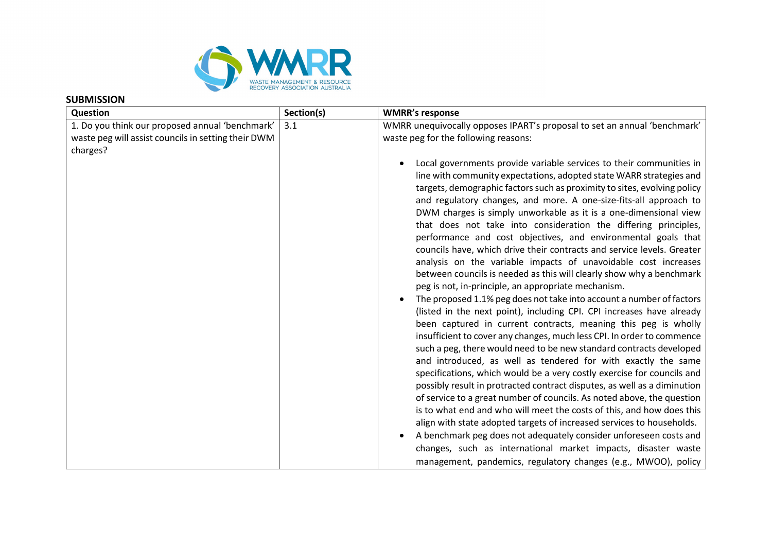## SUBMISSION

| Question | Section(s) | WMRR's response |
| --- | --- | --- |
| 1. Do you think our proposed annual 'benchmark' waste peg will assist councils in setting their DWM charges? | 3.1 | WMRR unequivocally opposes IPART's proposal to set an annual 'benchmark' waste peg for the following reasons:<br><br>• Local governments provide variable services to their communities in line with community expectations, adopted state WARR strategies and targets, demographic factors such as proximity to sites, evolving policy and regulatory changes, and more. A one-size-fits-all approach to DWM charges is simply unworkable as it is a one-dimensional view that does not take into consideration the differing principles, performance and cost objectives, and environmental goals that councils have, which drive their contracts and service levels. Greater analysis on the variable impacts of unavoidable cost increases between councils is needed as this will clearly show why a benchmark peg is not, in-principle, an appropriate mechanism.<br>• The proposed 1.1% peg does not take into account a number of factors (listed in the next point), including CPI. CPI increases have already been captured in current contracts, meaning this peg is wholly insufficient to cover any changes, much less CPI. In order to commence such a peg, there would need to be new standard contracts developed and introduced, as well as tendered for with exactly the same specifications, which would be a very costly exercise for councils and possibly result in protracted contract disputes, as well as a diminution of service to a great number of councils. As noted above, the question is to what end and who will meet the costs of this, and how does this align with state adopted targets of increased services to households.<br>• A benchmark peg does not adequately consider unforeseen costs and changes, such as international market impacts, disaster waste management, pandemics, regulatory changes (e.g., MWOO), policy |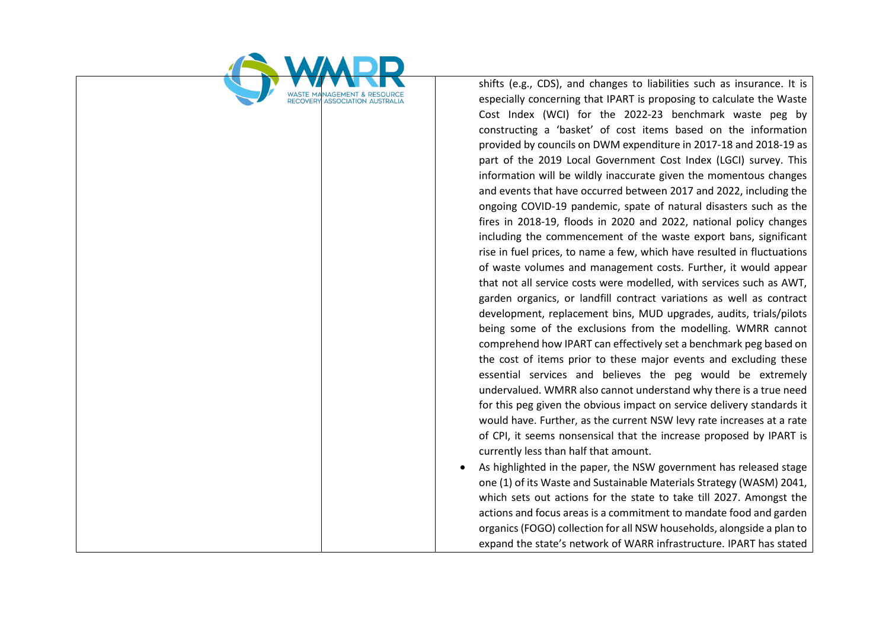| | | |
|---|---|---|
| | | shifts (e.g., CDS), and changes to liabilities such as insurance. It is especially concerning that IPART is proposing to calculate the Waste Cost Index (WCI) for the 2022-23 benchmark waste peg by constructing a 'basket' of cost items based on the information provided by councils on DWM expenditure in 2017-18 and 2018-19 as part of the 2019 Local Government Cost Index (LGCI) survey. This information will be wildly inaccurate given the momentous changes and events that have occurred between 2017 and 2022, including the ongoing COVID-19 pandemic, spate of natural disasters such as the fires in 2018-19, floods in 2020 and 2022, national policy changes including the commencement of the waste export bans, significant rise in fuel prices, to name a few, which have resulted in fluctuations of waste volumes and management costs. Further, it would appear that not all service costs were modelled, with services such as AWT, garden organics, or landfill contract variations as well as contract development, replacement bins, MUD upgrades, audits, trials/pilots being some of the exclusions from the modelling. WMRR cannot comprehend how IPART can effectively set a benchmark peg based on the cost of items prior to these major events and excluding these essential services and believes the peg would be extremely undervalued. WMRR also cannot understand why there is a true need for this peg given the obvious impact on service delivery standards it would have. Further, as the current NSW levy rate increases at a rate of CPI, it seems nonsensical that the increase proposed by IPART is currently less than half that amount.<br>• As highlighted in the paper, the NSW government has released stage one (1) of its Waste and Sustainable Materials Strategy (WASM) 2041, which sets out actions for the state to take till 2027. Amongst the actions and focus areas is a commitment to mandate food and garden organics (FOGO) collection for all NSW households, alongside a plan to expand the state's network of WARR infrastructure. IPART has stated |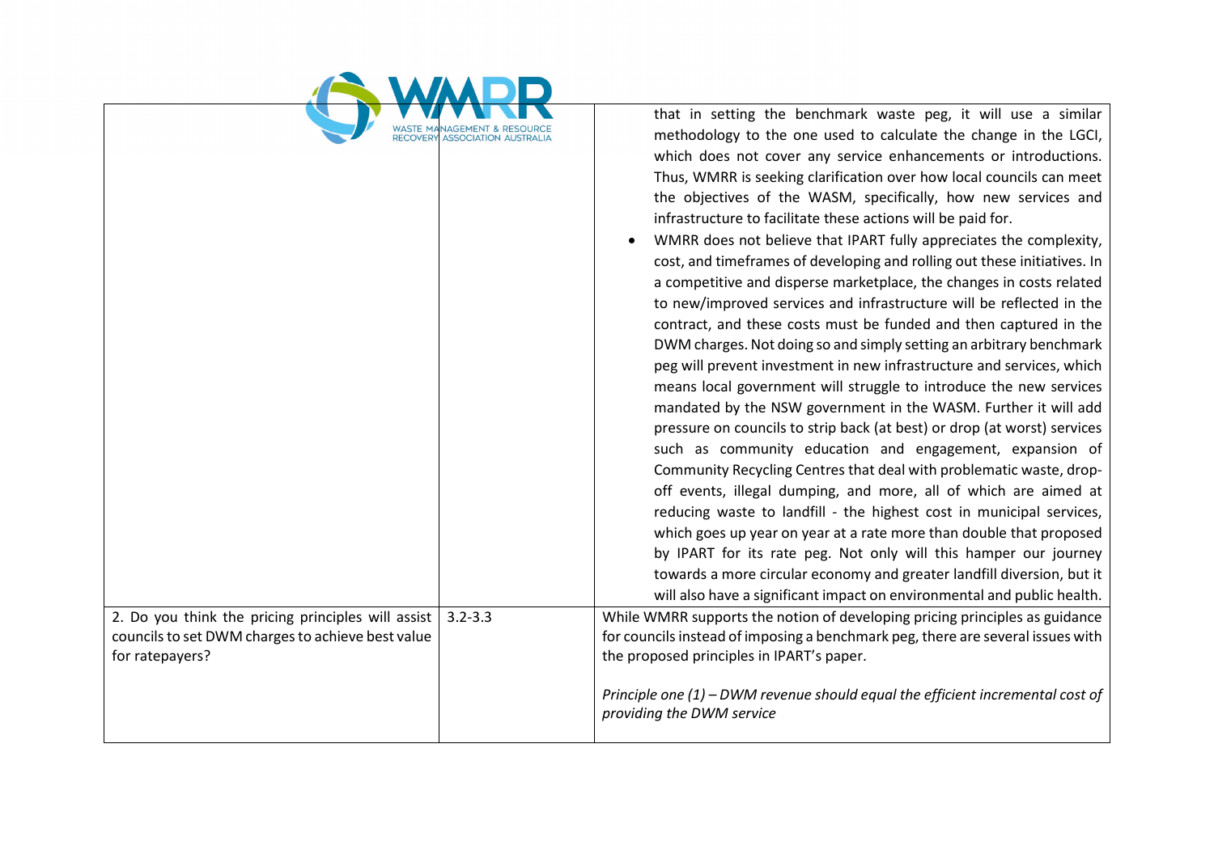| | | |
|---|---|---|
| | | that in setting the benchmark waste peg, it will use a similar methodology to the one used to calculate the change in the LGCI, which does not cover any service enhancements or introductions. Thus, WMRR is seeking clarification over how local councils can meet the objectives of the WASM, specifically, how new services and infrastructure to facilitate these actions will be paid for.<br>• WMRR does not believe that IPART fully appreciates the complexity, cost, and timeframes of developing and rolling out these initiatives. In a competitive and disperse marketplace, the changes in costs related to new/improved services and infrastructure will be reflected in the contract, and these costs must be funded and then captured in the DWM charges. Not doing so and simply setting an arbitrary benchmark peg will prevent investment in new infrastructure and services, which means local government will struggle to introduce the new services mandated by the NSW government in the WASM. Further it will add pressure on councils to strip back (at best) or drop (at worst) services such as community education and engagement, expansion of Community Recycling Centres that deal with problematic waste, drop-off events, illegal dumping, and more, all of which are aimed at reducing waste to landfill - the highest cost in municipal services, which goes up year on year at a rate more than double that proposed by IPART for its rate peg. Not only will this hamper our journey towards a more circular economy and greater landfill diversion, but it will also have a significant impact on environmental and public health. |
| 2. Do you think the pricing principles will assist councils to set DWM charges to achieve best value for ratepayers? | 3.2-3.3 | While WMRR supports the notion of developing pricing principles as guidance for councils instead of imposing a benchmark peg, there are several issues with the proposed principles in IPART's paper.<br><br>*Principle one (1) – DWM revenue should equal the efficient incremental cost of providing the DWM service* |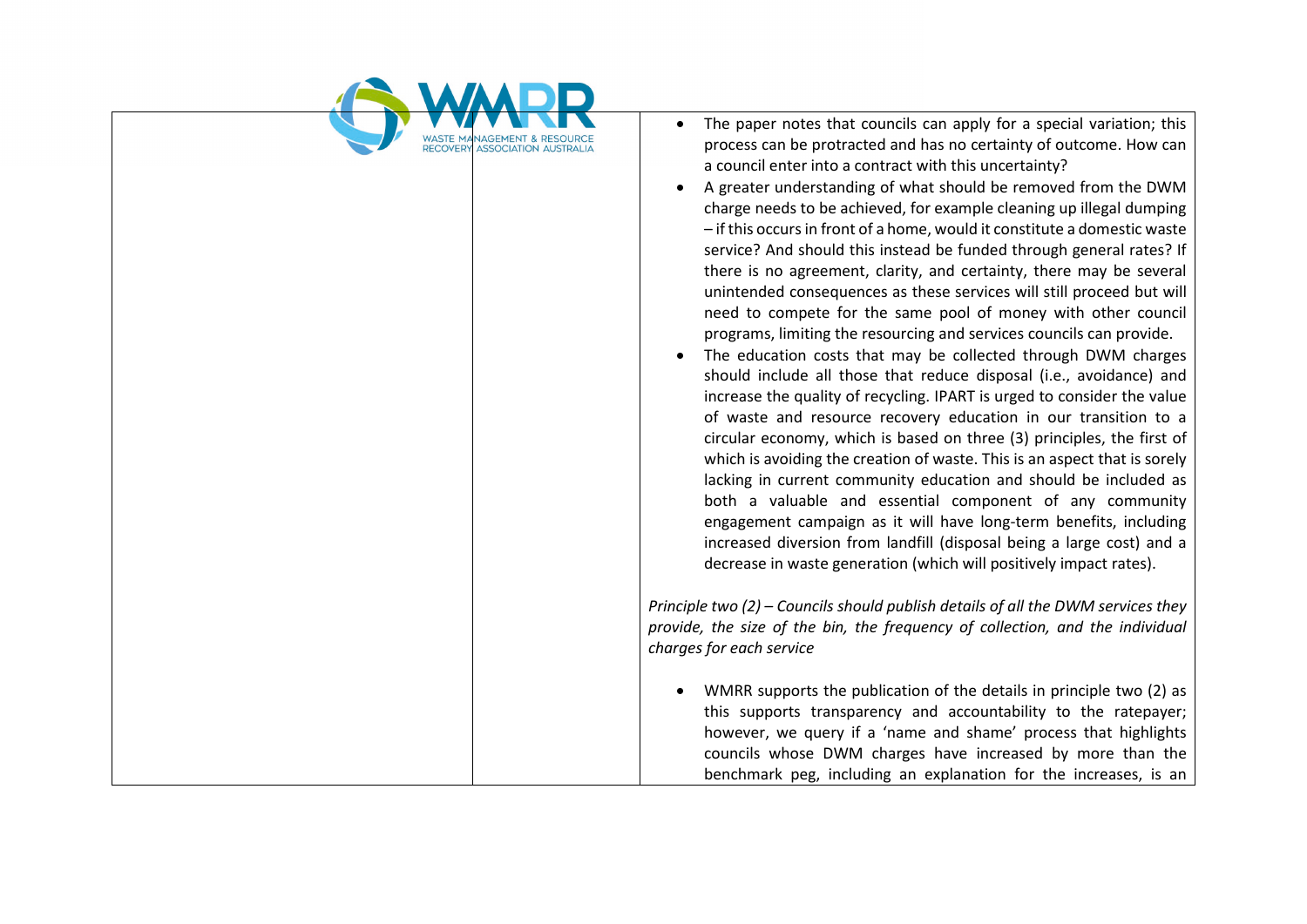| | | |
|---|---|---|
| | | • The paper notes that councils can apply for a special variation; this process can be protracted and has no certainty of outcome. How can a council enter into a contract with this uncertainty?<br>• A greater understanding of what should be removed from the DWM charge needs to be achieved, for example cleaning up illegal dumping – if this occurs in front of a home, would it constitute a domestic waste service? And should this instead be funded through general rates? If there is no agreement, clarity, and certainty, there may be several unintended consequences as these services will still proceed but will need to compete for the same pool of money with other council programs, limiting the resourcing and services councils can provide.<br>• The education costs that may be collected through DWM charges should include all those that reduce disposal (i.e., avoidance) and increase the quality of recycling. IPART is urged to consider the value of waste and resource recovery education in our transition to a circular economy, which is based on three (3) principles, the first of which is avoiding the creation of waste. This is an aspect that is sorely lacking in current community education and should be included as both a valuable and essential component of any community engagement campaign as it will have long-term benefits, including increased diversion from landfill (disposal being a large cost) and a decrease in waste generation (which will positively impact rates).<br><br>*Principle two (2) – Councils should publish details of all the DWM services they provide, the size of the bin, the frequency of collection, and the individual charges for each service*<br><br>• WMRR supports the publication of the details in principle two (2) as this supports transparency and accountability to the ratepayer; however, we query if a 'name and shame' process that highlights councils whose DWM charges have increased by more than the benchmark peg, including an explanation for the increases, is an |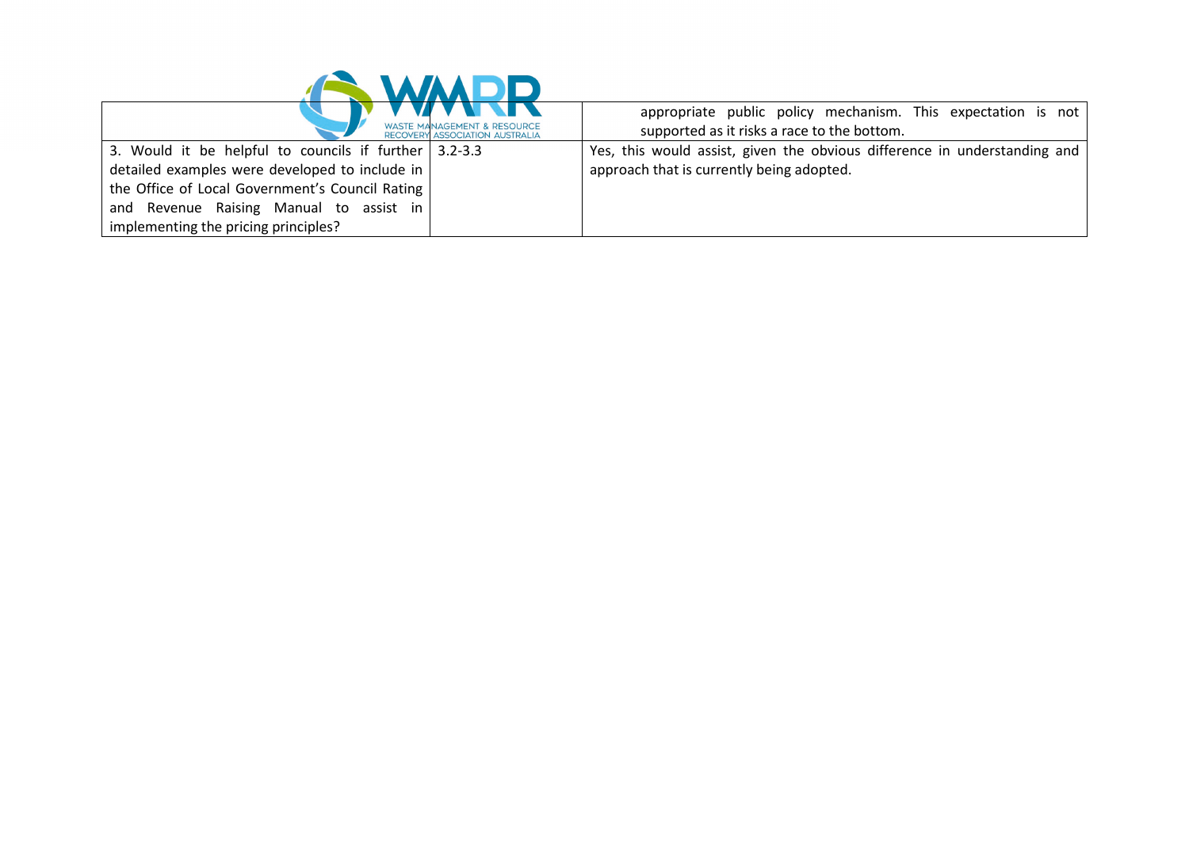| | | |
|---|---|---|
| | | appropriate public policy mechanism. This expectation is not supported as it risks a race to the bottom. |
| 3. Would it be helpful to councils if further detailed examples were developed to include in the Office of Local Government's Council Rating and Revenue Raising Manual to assist in implementing the pricing principles? | 3.2-3.3 | Yes, this would assist, given the obvious difference in understanding and approach that is currently being adopted. |